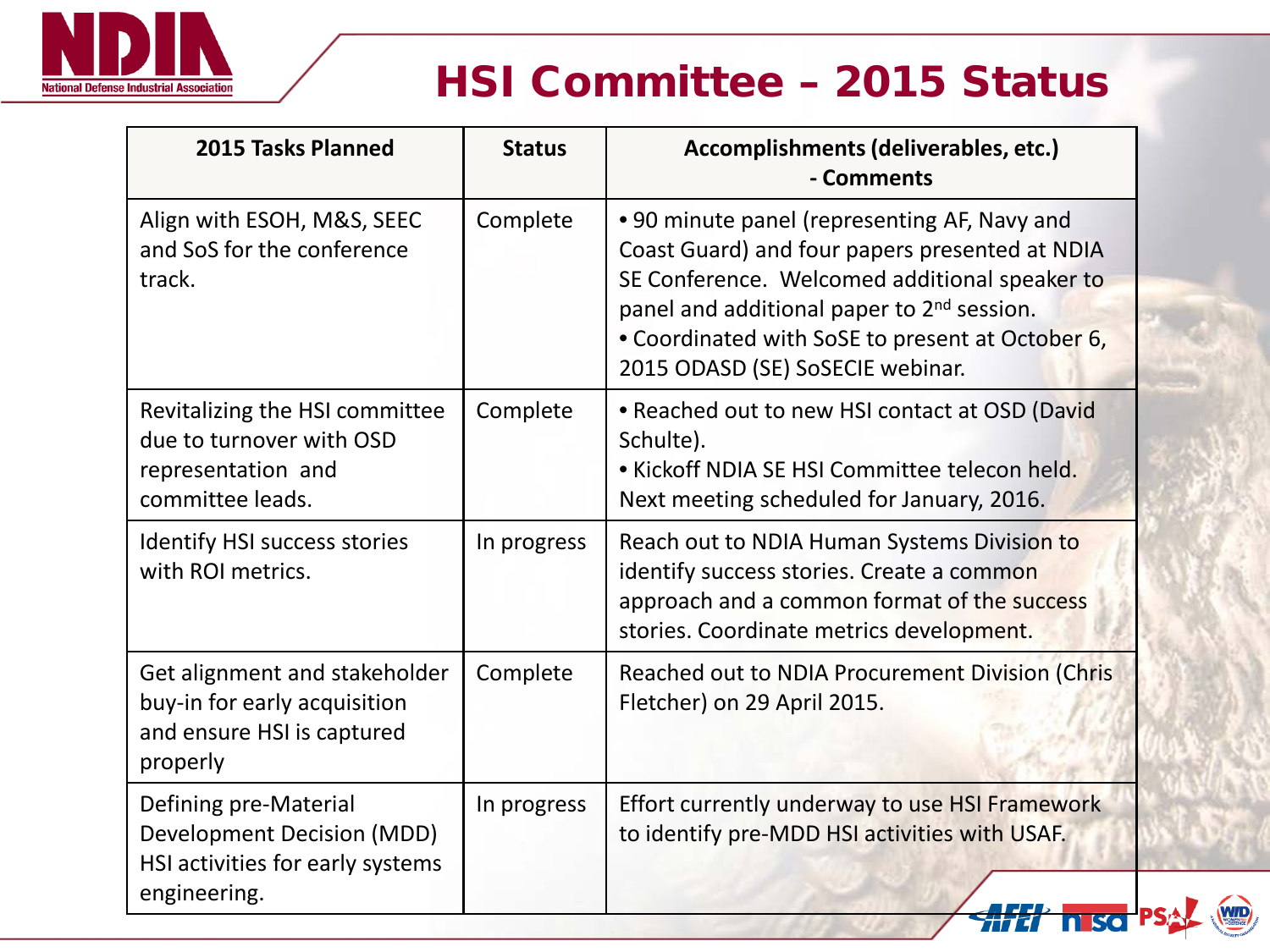# HSI Committee – 2015 Status

| 2015 Tasks Planned | Status | Accomplishments (deliverables, etc.) - Comments |
|---|---|---|
| Align with ESOH, M&S, SEEC and SoS for the conference track. | Complete | • 90 minute panel (representing AF, Navy and Coast Guard) and four papers presented at NDIA SE Conference. Welcomed additional speaker to panel and additional paper to 2nd session.<br>• Coordinated with SoSE to present at October 6, 2015 ODASD (SE) SoSECIE webinar. |
| Revitalizing the HSI committee due to turnover with OSD representation and committee leads. | Complete | • Reached out to new HSI contact at OSD (David Schulte).<br>• Kickoff NDIA SE HSI Committee telecon held. Next meeting scheduled for January, 2016. |
| Identify HSI success stories with ROI metrics. | In progress | Reach out to NDIA Human Systems Division to identify success stories. Create a common approach and a common format of the success stories. Coordinate metrics development. |
| Get alignment and stakeholder buy-in for early acquisition and ensure HSI is captured properly | Complete | Reached out to NDIA Procurement Division (Chris Fletcher) on 29 April 2015. |
| Defining pre-Material Development Decision (MDD) HSI activities for early systems engineering. | In progress | Effort currently underway to use HSI Framework to identify pre-MDD HSI activities with USAF. |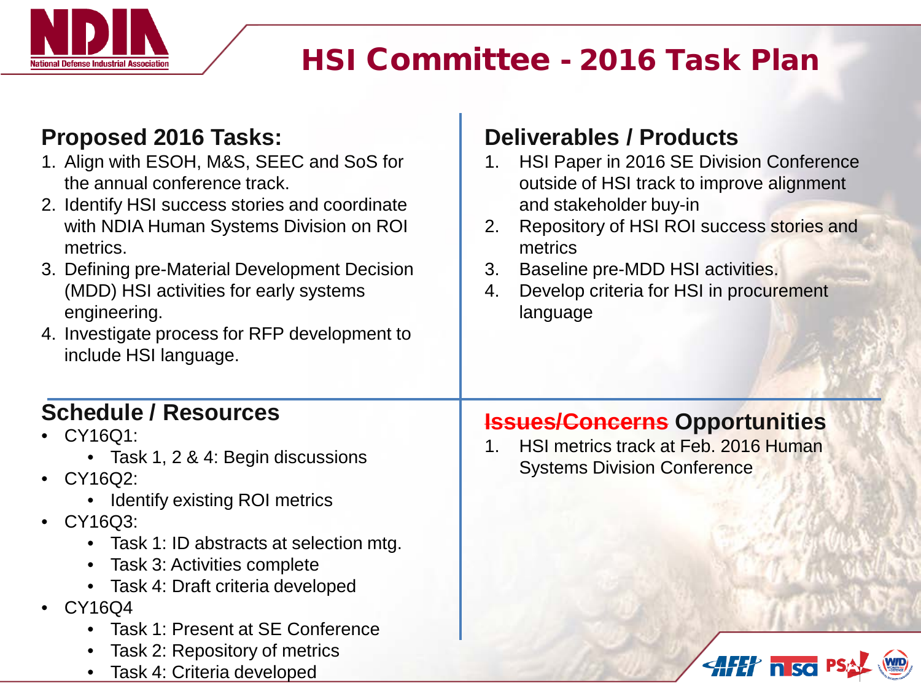# HSI Committee - 2016 Task Plan

## Proposed 2016 Tasks:

1. Align with ESOH, M&S, SEEC and SoS for the annual conference track.
2. Identify HSI success stories and coordinate with NDIA Human Systems Division on ROI metrics.
3. Defining pre-Material Development Decision (MDD) HSI activities for early systems engineering.
4. Investigate process for RFP development to include HSI language.

## Deliverables / Products

1. HSI Paper in 2016 SE Division Conference outside of HSI track to improve alignment and stakeholder buy-in
2. Repository of HSI ROI success stories and metrics
3. Baseline pre-MDD HSI activities.
4. Develop criteria for HSI in procurement language

## Schedule / Resources

- CY16Q1:
  - Task 1, 2 & 4: Begin discussions
- CY16Q2:
  - Identify existing ROI metrics
- CY16Q3:
  - Task 1: ID abstracts at selection mtg.
  - Task 3: Activities complete
  - Task 4: Draft criteria developed
- CY16Q4
  - Task 1: Present at SE Conference
  - Task 2: Repository of metrics
  - Task 4: Criteria developed

## ~~Issues/Concerns~~ Opportunities

1. HSI metrics track at Feb. 2016 Human Systems Division Conference